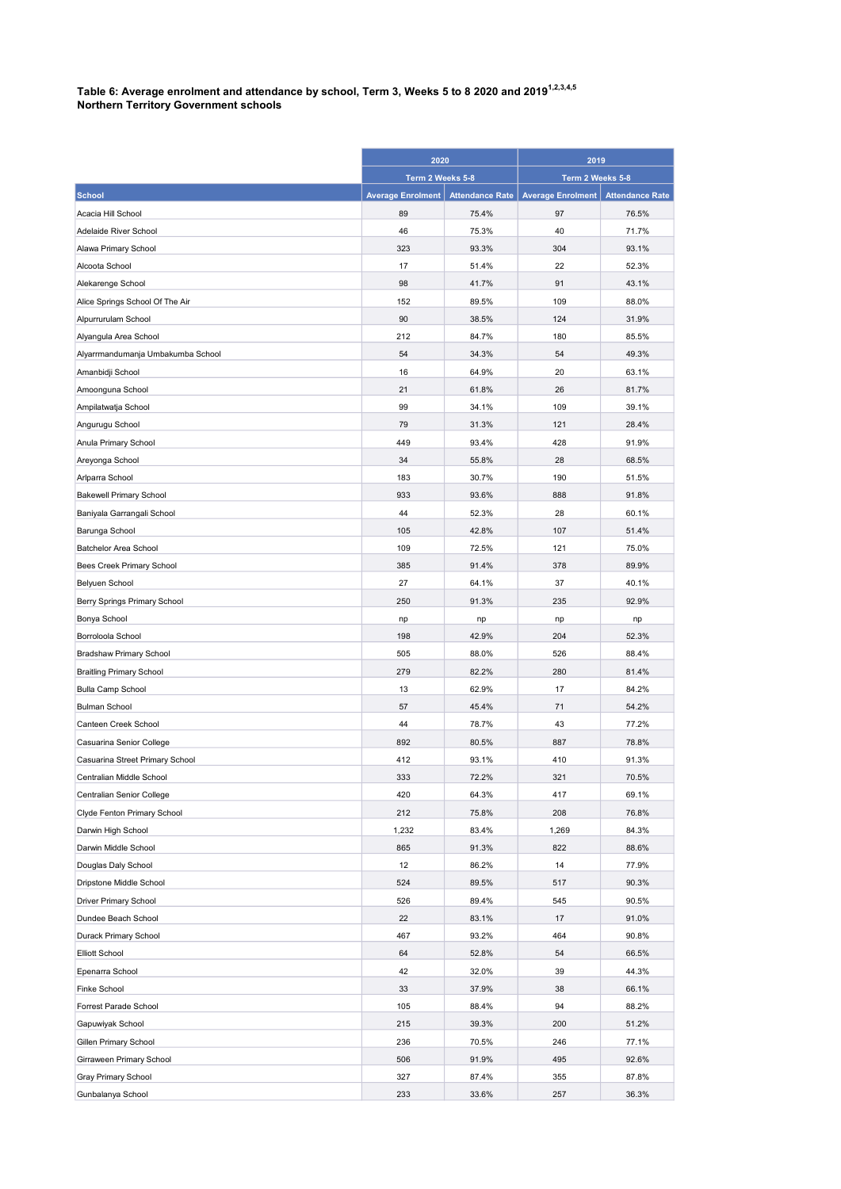**Table 6: Average enrolment and attendance by school, Term 3, Weeks 5 to 8 2020 and 2019[1,2,3,4,5]**
**Northern Territory Government schools**

| | 2020 | | 2019 | |
|---|---|---|---|---|
| | Term 2 Weeks 5-8 | | Term 2 Weeks 5-8 | |
| School | Average Enrolment | Attendance Rate | Average Enrolment | Attendance Rate |
| Acacia Hill School | 89 | 75.4% | 97 | 76.5% |
| Adelaide River School | 46 | 75.3% | 40 | 71.7% |
| Alawa Primary School | 323 | 93.3% | 304 | 93.1% |
| Alcoota School | 17 | 51.4% | 22 | 52.3% |
| Alekarenge School | 98 | 41.7% | 91 | 43.1% |
| Alice Springs School Of The Air | 152 | 89.5% | 109 | 88.0% |
| Alpurrurulam School | 90 | 38.5% | 124 | 31.9% |
| Alyangula Area School | 212 | 84.7% | 180 | 85.5% |
| Alyarrmandumanja Umbakumba School | 54 | 34.3% | 54 | 49.3% |
| Amanbidji School | 16 | 64.9% | 20 | 63.1% |
| Amoonguna School | 21 | 61.8% | 26 | 81.7% |
| Ampilatwatja School | 99 | 34.1% | 109 | 39.1% |
| Angurugu School | 79 | 31.3% | 121 | 28.4% |
| Anula Primary School | 449 | 93.4% | 428 | 91.9% |
| Areyonga School | 34 | 55.8% | 28 | 68.5% |
| Arlparra School | 183 | 30.7% | 190 | 51.5% |
| Bakewell Primary School | 933 | 93.6% | 888 | 91.8% |
| Baniyala Garrangali School | 44 | 52.3% | 28 | 60.1% |
| Barunga School | 105 | 42.8% | 107 | 51.4% |
| Batchelor Area School | 109 | 72.5% | 121 | 75.0% |
| Bees Creek Primary School | 385 | 91.4% | 378 | 89.9% |
| Belyuen School | 27 | 64.1% | 37 | 40.1% |
| Berry Springs Primary School | 250 | 91.3% | 235 | 92.9% |
| Bonya School | np | np | np | np |
| Borroloola School | 198 | 42.9% | 204 | 52.3% |
| Bradshaw Primary School | 505 | 88.0% | 526 | 88.4% |
| Braitling Primary School | 279 | 82.2% | 280 | 81.4% |
| Bulla Camp School | 13 | 62.9% | 17 | 84.2% |
| Bulman School | 57 | 45.4% | 71 | 54.2% |
| Canteen Creek School | 44 | 78.7% | 43 | 77.2% |
| Casuarina Senior College | 892 | 80.5% | 887 | 78.8% |
| Casuarina Street Primary School | 412 | 93.1% | 410 | 91.3% |
| Centralian Middle School | 333 | 72.2% | 321 | 70.5% |
| Centralian Senior College | 420 | 64.3% | 417 | 69.1% |
| Clyde Fenton Primary School | 212 | 75.8% | 208 | 76.8% |
| Darwin High School | 1,232 | 83.4% | 1,269 | 84.3% |
| Darwin Middle School | 865 | 91.3% | 822 | 88.6% |
| Douglas Daly School | 12 | 86.2% | 14 | 77.9% |
| Dripstone Middle School | 524 | 89.5% | 517 | 90.3% |
| Driver Primary School | 526 | 89.4% | 545 | 90.5% |
| Dundee Beach School | 22 | 83.1% | 17 | 91.0% |
| Durack Primary School | 467 | 93.2% | 464 | 90.8% |
| Elliott School | 64 | 52.8% | 54 | 66.5% |
| Epenarra School | 42 | 32.0% | 39 | 44.3% |
| Finke School | 33 | 37.9% | 38 | 66.1% |
| Forrest Parade School | 105 | 88.4% | 94 | 88.2% |
| Gapuwiyak School | 215 | 39.3% | 200 | 51.2% |
| Gillen Primary School | 236 | 70.5% | 246 | 77.1% |
| Girraween Primary School | 506 | 91.9% | 495 | 92.6% |
| Gray Primary School | 327 | 87.4% | 355 | 87.8% |
| Gunbalanya School | 233 | 33.6% | 257 | 36.3% |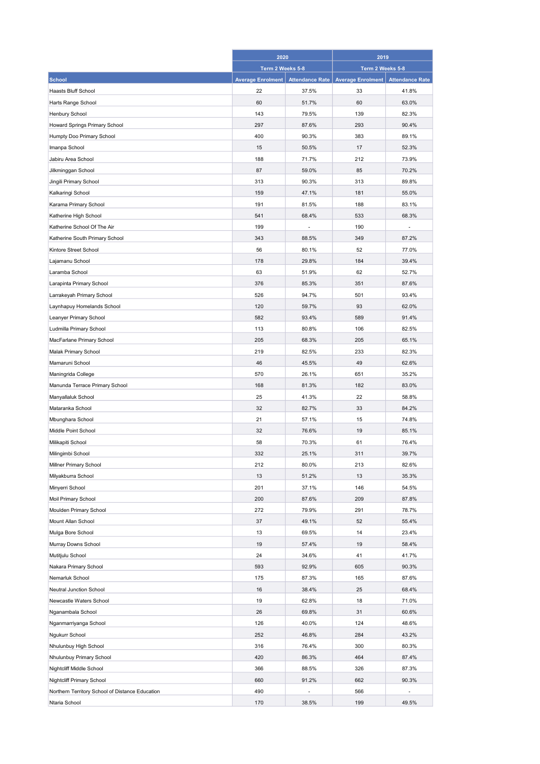| School | 2020 | | 2019 | |
|---|---|---|---|---|
| | Term 2 Weeks 5-8 | | Term 2 Weeks 5-8 | |
| | Average Enrolment | Attendance Rate | Average Enrolment | Attendance Rate |
| Haasts Bluff School | 22 | 37.5% | 33 | 41.8% |
| Harts Range School | 60 | 51.7% | 60 | 63.0% |
| Henbury School | 143 | 79.5% | 139 | 82.3% |
| Howard Springs Primary School | 297 | 87.6% | 293 | 90.4% |
| Humpty Doo Primary School | 400 | 90.3% | 383 | 89.1% |
| Imanpa School | 15 | 50.5% | 17 | 52.3% |
| Jabiru Area School | 188 | 71.7% | 212 | 73.9% |
| Jilkminggan School | 87 | 59.0% | 85 | 70.2% |
| Jingili Primary School | 313 | 90.3% | 313 | 89.8% |
| Kalkaringi School | 159 | 47.1% | 181 | 55.0% |
| Karama Primary School | 191 | 81.5% | 188 | 83.1% |
| Katherine High School | 541 | 68.4% | 533 | 68.3% |
| Katherine School Of The Air | 199 | - | 190 | - |
| Katherine South Primary School | 343 | 88.5% | 349 | 87.2% |
| Kintore Street School | 56 | 80.1% | 52 | 77.0% |
| Lajamanu School | 178 | 29.8% | 184 | 39.4% |
| Laramba School | 63 | 51.9% | 62 | 52.7% |
| Larapinta Primary School | 376 | 85.3% | 351 | 87.6% |
| Larrakeyah Primary School | 526 | 94.7% | 501 | 93.4% |
| Laynhapuy Homelands School | 120 | 59.7% | 93 | 62.0% |
| Leanyer Primary School | 582 | 93.4% | 589 | 91.4% |
| Ludmilla Primary School | 113 | 80.8% | 106 | 82.5% |
| MacFarlane Primary School | 205 | 68.3% | 205 | 65.1% |
| Malak Primary School | 219 | 82.5% | 233 | 82.3% |
| Mamaruni School | 46 | 45.5% | 49 | 62.6% |
| Maningrida College | 570 | 26.1% | 651 | 35.2% |
| Manunda Terrace Primary School | 168 | 81.3% | 182 | 83.0% |
| Manyallaluk School | 25 | 41.3% | 22 | 58.8% |
| Mataranka School | 32 | 82.7% | 33 | 84.2% |
| Mbunghara School | 21 | 57.1% | 15 | 74.8% |
| Middle Point School | 32 | 76.6% | 19 | 85.1% |
| Milikapiti School | 58 | 70.3% | 61 | 76.4% |
| Milingimbi School | 332 | 25.1% | 311 | 39.7% |
| Millner Primary School | 212 | 80.0% | 213 | 82.6% |
| Milyakburra School | 13 | 51.2% | 13 | 35.3% |
| Minyerri School | 201 | 37.1% | 146 | 54.5% |
| Moil Primary School | 200 | 87.6% | 209 | 87.8% |
| Moulden Primary School | 272 | 79.9% | 291 | 78.7% |
| Mount Allan School | 37 | 49.1% | 52 | 55.4% |
| Mulga Bore School | 13 | 69.5% | 14 | 23.4% |
| Murray Downs School | 19 | 57.4% | 19 | 58.4% |
| Mutitjulu School | 24 | 34.6% | 41 | 41.7% |
| Nakara Primary School | 593 | 92.9% | 605 | 90.3% |
| Nemarluk School | 175 | 87.3% | 165 | 87.6% |
| Neutral Junction School | 16 | 38.4% | 25 | 68.4% |
| Newcastle Waters School | 19 | 62.8% | 18 | 71.0% |
| Nganambala School | 26 | 69.8% | 31 | 60.6% |
| Nganmarriyanga School | 126 | 40.0% | 124 | 48.6% |
| Ngukurr School | 252 | 46.8% | 284 | 43.2% |
| Nhulunbuy High School | 316 | 76.4% | 300 | 80.3% |
| Nhulunbuy Primary School | 420 | 86.3% | 464 | 87.4% |
| Nightcliff Middle School | 366 | 88.5% | 326 | 87.3% |
| Nightcliff Primary School | 660 | 91.2% | 662 | 90.3% |
| Northern Territory School of Distance Education | 490 | - | 566 | - |
| Ntaria School | 170 | 38.5% | 199 | 49.5% |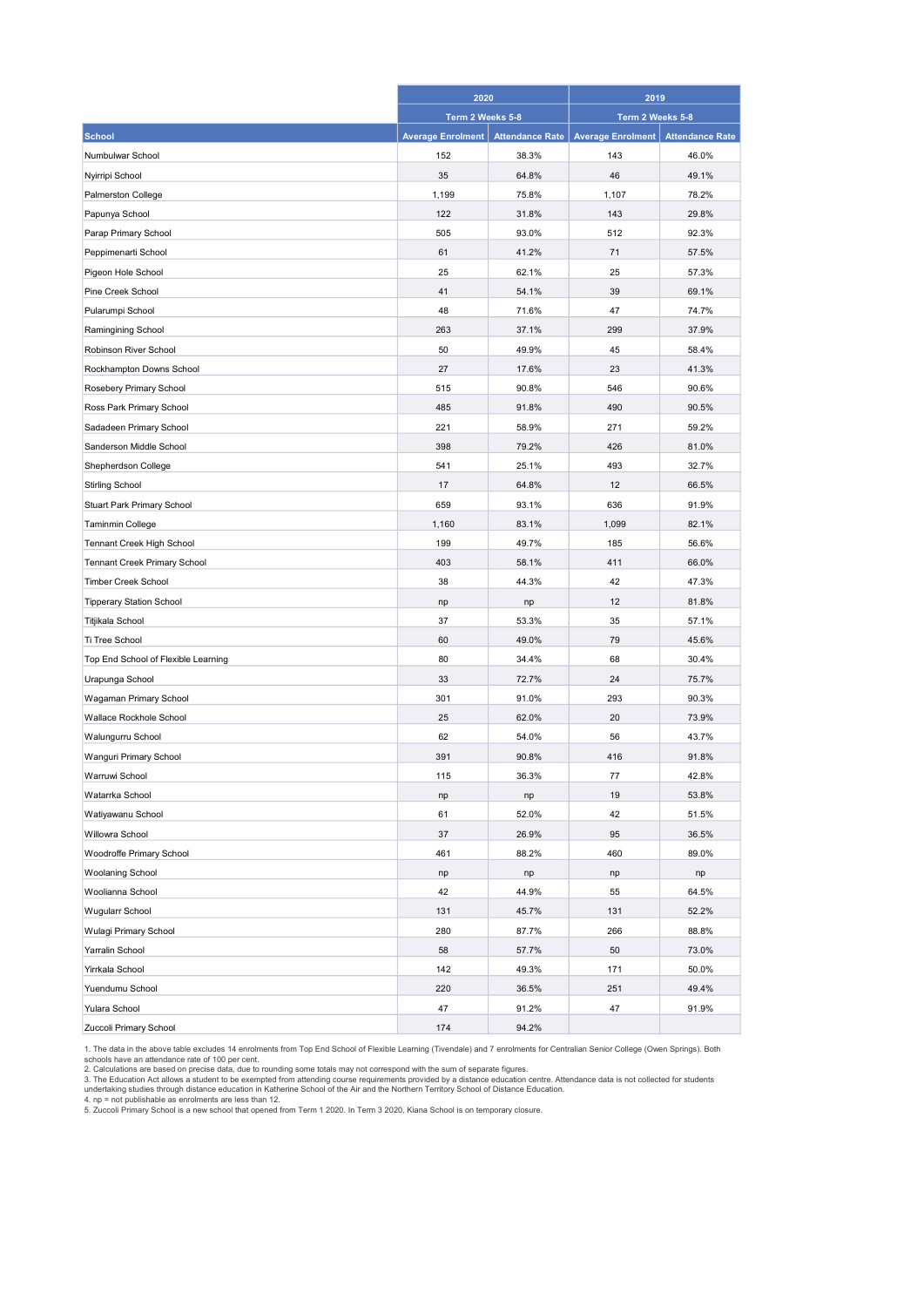| School | 2020 Term 2 Weeks 5-8 Average Enrolment | 2020 Term 2 Weeks 5-8 Attendance Rate | 2019 Term 2 Weeks 5-8 Average Enrolment | 2019 Term 2 Weeks 5-8 Attendance Rate |
|---|---|---|---|---|
| Numbulwar School | 152 | 38.3% | 143 | 46.0% |
| Nyirripi School | 35 | 64.8% | 46 | 49.1% |
| Palmerston College | 1,199 | 75.8% | 1,107 | 78.2% |
| Papunya School | 122 | 31.8% | 143 | 29.8% |
| Parap Primary School | 505 | 93.0% | 512 | 92.3% |
| Peppimenarti School | 61 | 41.2% | 71 | 57.5% |
| Pigeon Hole School | 25 | 62.1% | 25 | 57.3% |
| Pine Creek School | 41 | 54.1% | 39 | 69.1% |
| Pularumpi School | 48 | 71.6% | 47 | 74.7% |
| Ramingining School | 263 | 37.1% | 299 | 37.9% |
| Robinson River School | 50 | 49.9% | 45 | 58.4% |
| Rockhampton Downs School | 27 | 17.6% | 23 | 41.3% |
| Rosebery Primary School | 515 | 90.8% | 546 | 90.6% |
| Ross Park Primary School | 485 | 91.8% | 490 | 90.5% |
| Sadadeen Primary School | 221 | 58.9% | 271 | 59.2% |
| Sanderson Middle School | 398 | 79.2% | 426 | 81.0% |
| Shepherdson College | 541 | 25.1% | 493 | 32.7% |
| Stirling School | 17 | 64.8% | 12 | 66.5% |
| Stuart Park Primary School | 659 | 93.1% | 636 | 91.9% |
| Taminmin College | 1,160 | 83.1% | 1,099 | 82.1% |
| Tennant Creek High School | 199 | 49.7% | 185 | 56.6% |
| Tennant Creek Primary School | 403 | 58.1% | 411 | 66.0% |
| Timber Creek School | 38 | 44.3% | 42 | 47.3% |
| Tipperary Station School | np | np | 12 | 81.8% |
| Titjikala School | 37 | 53.3% | 35 | 57.1% |
| Ti Tree School | 60 | 49.0% | 79 | 45.6% |
| Top End School of Flexible Learning | 80 | 34.4% | 68 | 30.4% |
| Urapunga School | 33 | 72.7% | 24 | 75.7% |
| Wagaman Primary School | 301 | 91.0% | 293 | 90.3% |
| Wallace Rockhole School | 25 | 62.0% | 20 | 73.9% |
| Walungurru School | 62 | 54.0% | 56 | 43.7% |
| Wanguri Primary School | 391 | 90.8% | 416 | 91.8% |
| Warruwi School | 115 | 36.3% | 77 | 42.8% |
| Watarrka School | np | np | 19 | 53.8% |
| Watiyawanu School | 61 | 52.0% | 42 | 51.5% |
| Willowra School | 37 | 26.9% | 95 | 36.5% |
| Woodroffe Primary School | 461 | 88.2% | 460 | 89.0% |
| Woolaning School | np | np | np | np |
| Woolianna School | 42 | 44.9% | 55 | 64.5% |
| Wugularr School | 131 | 45.7% | 131 | 52.2% |
| Wulagi Primary School | 280 | 87.7% | 266 | 88.8% |
| Yarralin School | 58 | 57.7% | 50 | 73.0% |
| Yirrkala School | 142 | 49.3% | 171 | 50.0% |
| Yuendumu School | 220 | 36.5% | 251 | 49.4% |
| Yulara School | 47 | 91.2% | 47 | 91.9% |
| Zuccoli Primary School | 174 | 94.2% | | |

1. The data in the above table excludes 14 enrolments from Top End School of Flexible Learning (Tivendale) and 7 enrolments for Centralian Senior College (Owen Springs). Both schools have an attendance rate of 100 per cent.
2. Calculations are based on precise data, due to rounding some totals may not correspond with the sum of separate figures.
3. The Education Act allows a student to be exempted from attending course requirements provided by a distance education centre. Attendance data is not collected for students undertaking studies through distance education in Katherine School of the Air and the Northern Territory School of Distance Education.
4. np = not publishable as enrolments are less than 12.
5. Zuccoli Primary School is a new school that opened from Term 1 2020. In Term 3 2020, Kiana School is on temporary closure.